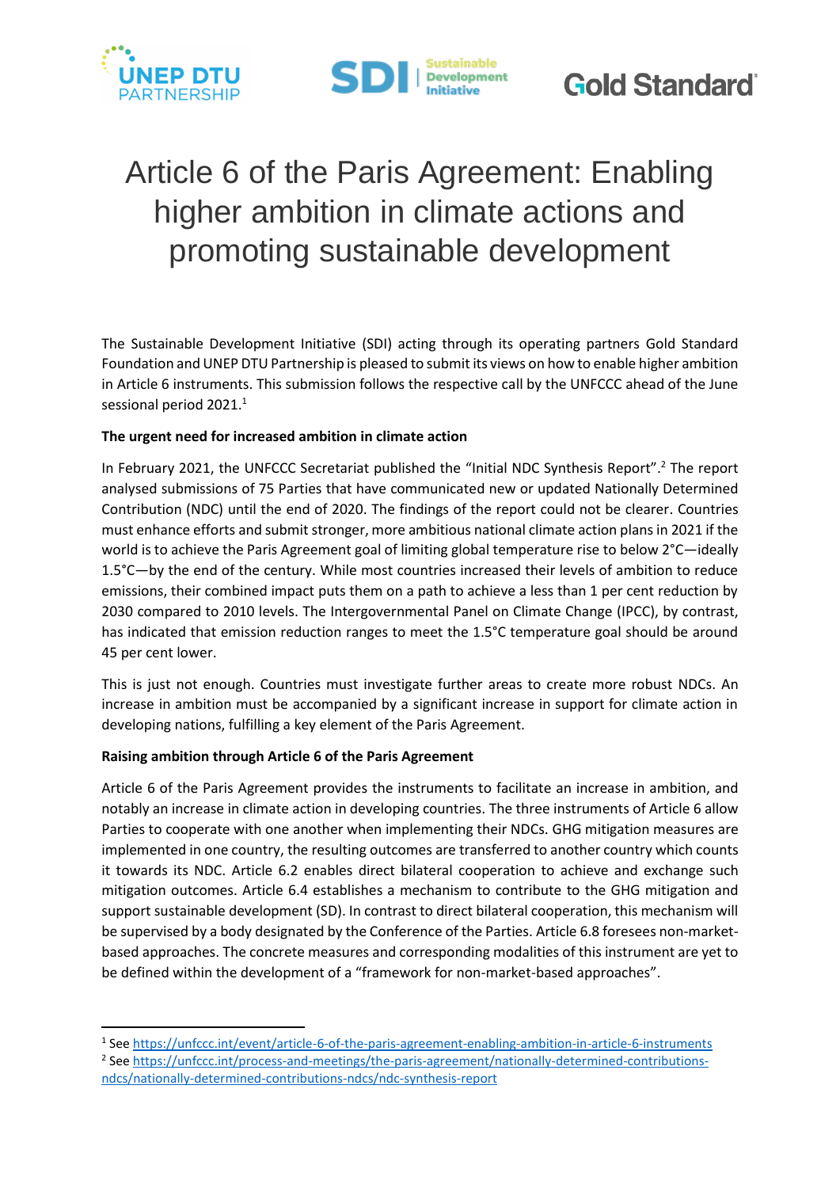# Article 6 of the Paris Agreement: Enabling higher ambition in climate actions and promoting sustainable development

The Sustainable Development Initiative (SDI) acting through its operating partners Gold Standard Foundation and UNEP DTU Partnership is pleased to submit its views on how to enable higher ambition in Article 6 instruments. This submission follows the respective call by the UNFCCC ahead of the June sessional period 2021.[1]

**The urgent need for increased ambition in climate action**

In February 2021, the UNFCCC Secretariat published the "Initial NDC Synthesis Report".[2] The report analysed submissions of 75 Parties that have communicated new or updated Nationally Determined Contribution (NDC) until the end of 2020. The findings of the report could not be clearer. Countries must enhance efforts and submit stronger, more ambitious national climate action plans in 2021 if the world is to achieve the Paris Agreement goal of limiting global temperature rise to below 2°C—ideally 1.5°C—by the end of the century. While most countries increased their levels of ambition to reduce emissions, their combined impact puts them on a path to achieve a less than 1 per cent reduction by 2030 compared to 2010 levels. The Intergovernmental Panel on Climate Change (IPCC), by contrast, has indicated that emission reduction ranges to meet the 1.5°C temperature goal should be around 45 per cent lower.

This is just not enough. Countries must investigate further areas to create more robust NDCs. An increase in ambition must be accompanied by a significant increase in support for climate action in developing nations, fulfilling a key element of the Paris Agreement.

**Raising ambition through Article 6 of the Paris Agreement**

Article 6 of the Paris Agreement provides the instruments to facilitate an increase in ambition, and notably an increase in climate action in developing countries. The three instruments of Article 6 allow Parties to cooperate with one another when implementing their NDCs. GHG mitigation measures are implemented in one country, the resulting outcomes are transferred to another country which counts it towards its NDC. Article 6.2 enables direct bilateral cooperation to achieve and exchange such mitigation outcomes. Article 6.4 establishes a mechanism to contribute to the GHG mitigation and support sustainable development (SD). In contrast to direct bilateral cooperation, this mechanism will be supervised by a body designated by the Conference of the Parties. Article 6.8 foresees non-market-based approaches. The concrete measures and corresponding modalities of this instrument are yet to be defined within the development of a "framework for non-market-based approaches".

---

[1] See https://unfccc.int/event/article-6-of-the-paris-agreement-enabling-ambition-in-article-6-instruments

[2] See https://unfccc.int/process-and-meetings/the-paris-agreement/nationally-determined-contributions-ndcs/nationally-determined-contributions-ndcs/ndc-synthesis-report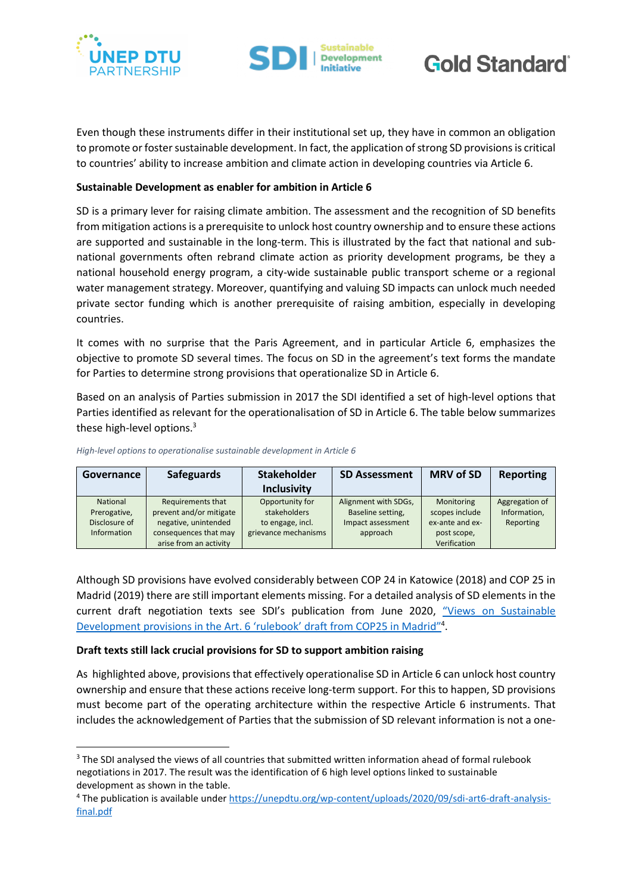Even though these instruments differ in their institutional set up, they have in common an obligation to promote or foster sustainable development. In fact, the application of strong SD provisions is critical to countries' ability to increase ambition and climate action in developing countries via Article 6.

**Sustainable Development as enabler for ambition in Article 6**

SD is a primary lever for raising climate ambition. The assessment and the recognition of SD benefits from mitigation actions is a prerequisite to unlock host country ownership and to ensure these actions are supported and sustainable in the long-term. This is illustrated by the fact that national and sub-national governments often rebrand climate action as priority development programs, be they a national household energy program, a city-wide sustainable public transport scheme or a regional water management strategy. Moreover, quantifying and valuing SD impacts can unlock much needed private sector funding which is another prerequisite of raising ambition, especially in developing countries.

It comes with no surprise that the Paris Agreement, and in particular Article 6, emphasizes the objective to promote SD several times. The focus on SD in the agreement's text forms the mandate for Parties to determine strong provisions that operationalize SD in Article 6.

Based on an analysis of Parties submission in 2017 the SDI identified a set of high-level options that Parties identified as relevant for the operationalisation of SD in Article 6. The table below summarizes these high-level options.[3]

*High-level options to operationalise sustainable development in Article 6*

| Governance | Safeguards | Stakeholder Inclusivity | SD Assessment | MRV of SD | Reporting |
|---|---|---|---|---|---|
| National Prerogative, Disclosure of Information | Requirements that prevent and/or mitigate negative, unintended consequences that may arise from an activity | Opportunity for stakeholders to engage, incl. grievance mechanisms | Alignment with SDGs, Baseline setting, Impact assessment approach | Monitoring scopes include ex-ante and ex-post scope, Verification | Aggregation of Information, Reporting |

Although SD provisions have evolved considerably between COP 24 in Katowice (2018) and COP 25 in Madrid (2019) there are still important elements missing. For a detailed analysis of SD elements in the current draft negotiation texts see SDI's publication from June 2020, ["Views on Sustainable Development provisions in the Art. 6 'rulebook' draft from COP25 in Madrid"](https://unepdtu.org/wp-content/uploads/2020/09/sdi-art6-draft-analysis-final.pdf)[4].

**Draft texts still lack crucial provisions for SD to support ambition raising**

As highlighted above, provisions that effectively operationalise SD in Article 6 can unlock host country ownership and ensure that these actions receive long-term support. For this to happen, SD provisions must become part of the operating architecture within the respective Article 6 instruments. That includes the acknowledgement of Parties that the submission of SD relevant information is not a one-

---

[3] The SDI analysed the views of all countries that submitted written information ahead of formal rulebook negotiations in 2017. The result was the identification of 6 high level options linked to sustainable development as shown in the table.

[4] The publication is available under https://unepdtu.org/wp-content/uploads/2020/09/sdi-art6-draft-analysis-final.pdf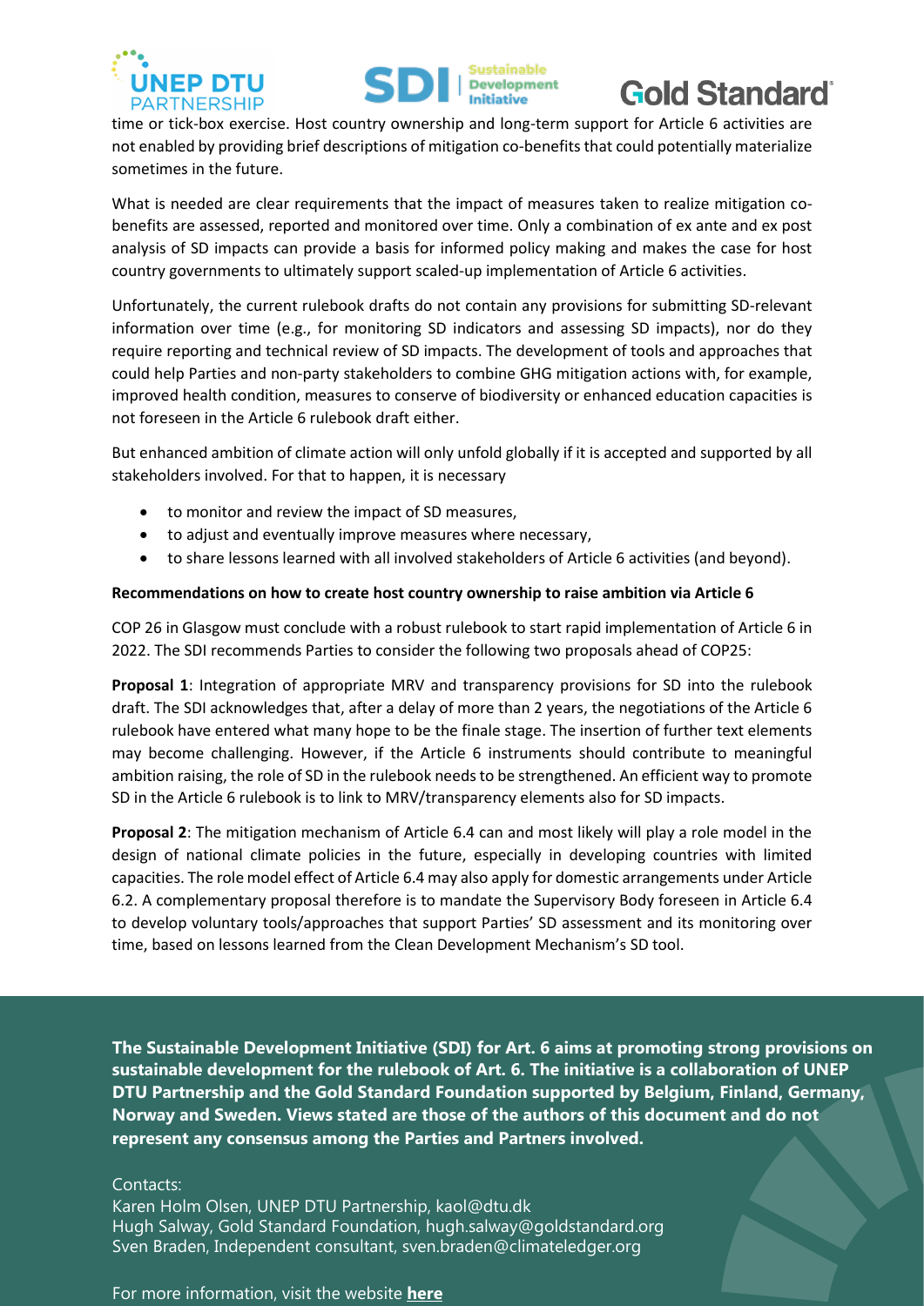time or tick-box exercise. Host country ownership and long-term support for Article 6 activities are not enabled by providing brief descriptions of mitigation co-benefits that could potentially materialize sometimes in the future.

What is needed are clear requirements that the impact of measures taken to realize mitigation co-benefits are assessed, reported and monitored over time. Only a combination of ex ante and ex post analysis of SD impacts can provide a basis for informed policy making and makes the case for host country governments to ultimately support scaled-up implementation of Article 6 activities.

Unfortunately, the current rulebook drafts do not contain any provisions for submitting SD-relevant information over time (e.g., for monitoring SD indicators and assessing SD impacts), nor do they require reporting and technical review of SD impacts. The development of tools and approaches that could help Parties and non-party stakeholders to combine GHG mitigation actions with, for example, improved health condition, measures to conserve of biodiversity or enhanced education capacities is not foreseen in the Article 6 rulebook draft either.

But enhanced ambition of climate action will only unfold globally if it is accepted and supported by all stakeholders involved. For that to happen, it is necessary

- to monitor and review the impact of SD measures,
- to adjust and eventually improve measures where necessary,
- to share lessons learned with all involved stakeholders of Article 6 activities (and beyond).

**Recommendations on how to create host country ownership to raise ambition via Article 6**

COP 26 in Glasgow must conclude with a robust rulebook to start rapid implementation of Article 6 in 2022. The SDI recommends Parties to consider the following two proposals ahead of COP25:

**Proposal 1**: Integration of appropriate MRV and transparency provisions for SD into the rulebook draft. The SDI acknowledges that, after a delay of more than 2 years, the negotiations of the Article 6 rulebook have entered what many hope to be the finale stage. The insertion of further text elements may become challenging. However, if the Article 6 instruments should contribute to meaningful ambition raising, the role of SD in the rulebook needs to be strengthened. An efficient way to promote SD in the Article 6 rulebook is to link to MRV/transparency elements also for SD impacts.

**Proposal 2**: The mitigation mechanism of Article 6.4 can and most likely will play a role model in the design of national climate policies in the future, especially in developing countries with limited capacities. The role model effect of Article 6.4 may also apply for domestic arrangements under Article 6.2. A complementary proposal therefore is to mandate the Supervisory Body foreseen in Article 6.4 to develop voluntary tools/approaches that support Parties' SD assessment and its monitoring over time, based on lessons learned from the Clean Development Mechanism's SD tool.

**The Sustainable Development Initiative (SDI) for Art. 6 aims at promoting strong provisions on sustainable development for the rulebook of Art. 6. The initiative is a collaboration of UNEP DTU Partnership and the Gold Standard Foundation supported by Belgium, Finland, Germany, Norway and Sweden. Views stated are those of the authors of this document and do not represent any consensus among the Parties and Partners involved.**

Contacts:
Karen Holm Olsen, UNEP DTU Partnership, kaol@dtu.dk
Hugh Salway, Gold Standard Foundation, hugh.salway@goldstandard.org
Sven Braden, Independent consultant, sven.braden@climateledger.org

For more information, visit the website **here**